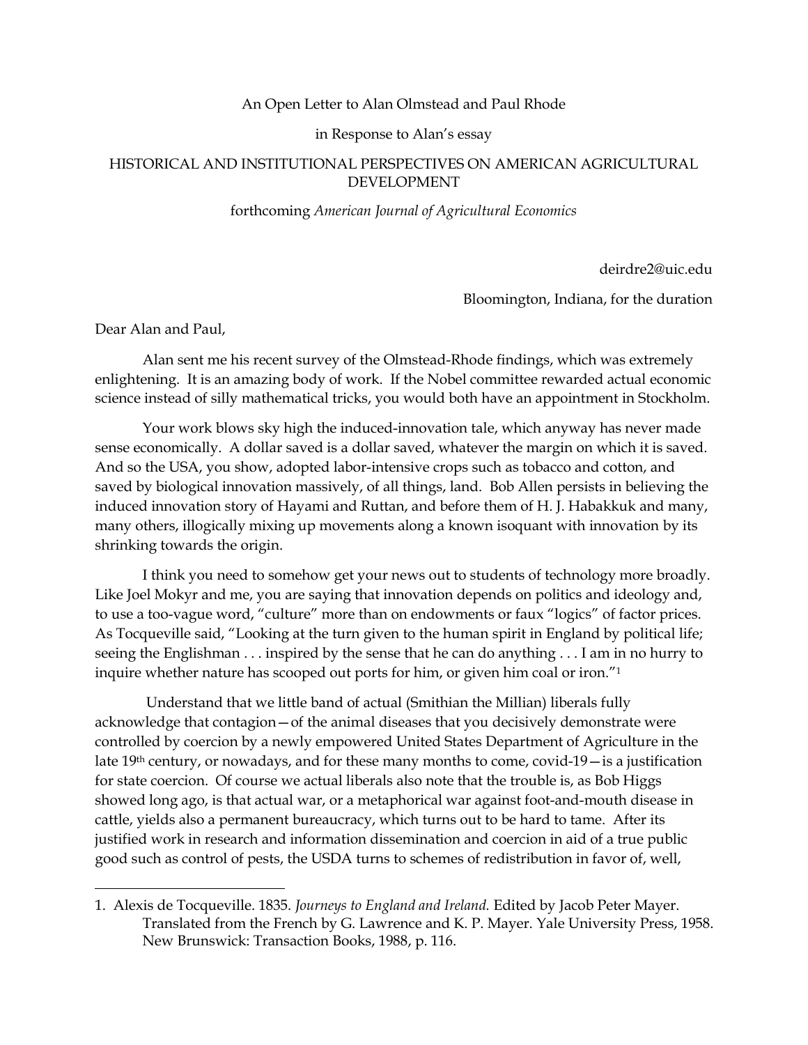An Open Letter to Alan Olmstead and Paul Rhode

in Response to Alan's essay

HISTORICAL AND INSTITUTIONAL PERSPECTIVES ON AMERICAN AGRICULTURAL DEVELOPMENT

forthcoming *American Journal of Agricultural Economics*

deirdre2@uic.edu

Bloomington, Indiana, for the duration

Dear Alan and Paul,

Alan sent me his recent survey of the Olmstead-Rhode findings, which was extremely enlightening. It is an amazing body of work. If the Nobel committee rewarded actual economic science instead of silly mathematical tricks, you would both have an appointment in Stockholm.

Your work blows sky high the induced-innovation tale, which anyway has never made sense economically. A dollar saved is a dollar saved, whatever the margin on which it is saved. And so the USA, you show, adopted labor-intensive crops such as tobacco and cotton, and saved by biological innovation massively, of all things, land. Bob Allen persists in believing the induced innovation story of Hayami and Ruttan, and before them of H. J. Habakkuk and many, many others, illogically mixing up movements along a known isoquant with innovation by its shrinking towards the origin.

I think you need to somehow get your news out to students of technology more broadly. Like Joel Mokyr and me, you are saying that innovation depends on politics and ideology and, to use a too-vague word, "culture" more than on endowments or faux "logics" of factor prices. As Tocqueville said, "Looking at the turn given to the human spirit in England by political life; seeing the Englishman . . . inspired by the sense that he can do anything . . . I am in no hurry to inquire whether nature has scooped out ports for him, or given him coal or iron."[1]

Understand that we little band of actual (Smithian the Millian) liberals fully acknowledge that contagion—of the animal diseases that you decisively demonstrate were controlled by coercion by a newly empowered United States Department of Agriculture in the late 19th century, or nowadays, and for these many months to come, covid-19—is a justification for state coercion. Of course we actual liberals also note that the trouble is, as Bob Higgs showed long ago, is that actual war, or a metaphorical war against foot-and-mouth disease in cattle, yields also a permanent bureaucracy, which turns out to be hard to tame. After its justified work in research and information dissemination and coercion in aid of a true public good such as control of pests, the USDA turns to schemes of redistribution in favor of, well,

---

1. Alexis de Tocqueville. 1835. *Journeys to England and Ireland.* Edited by Jacob Peter Mayer. Translated from the French by G. Lawrence and K. P. Mayer. Yale University Press, 1958. New Brunswick: Transaction Books, 1988, p. 116.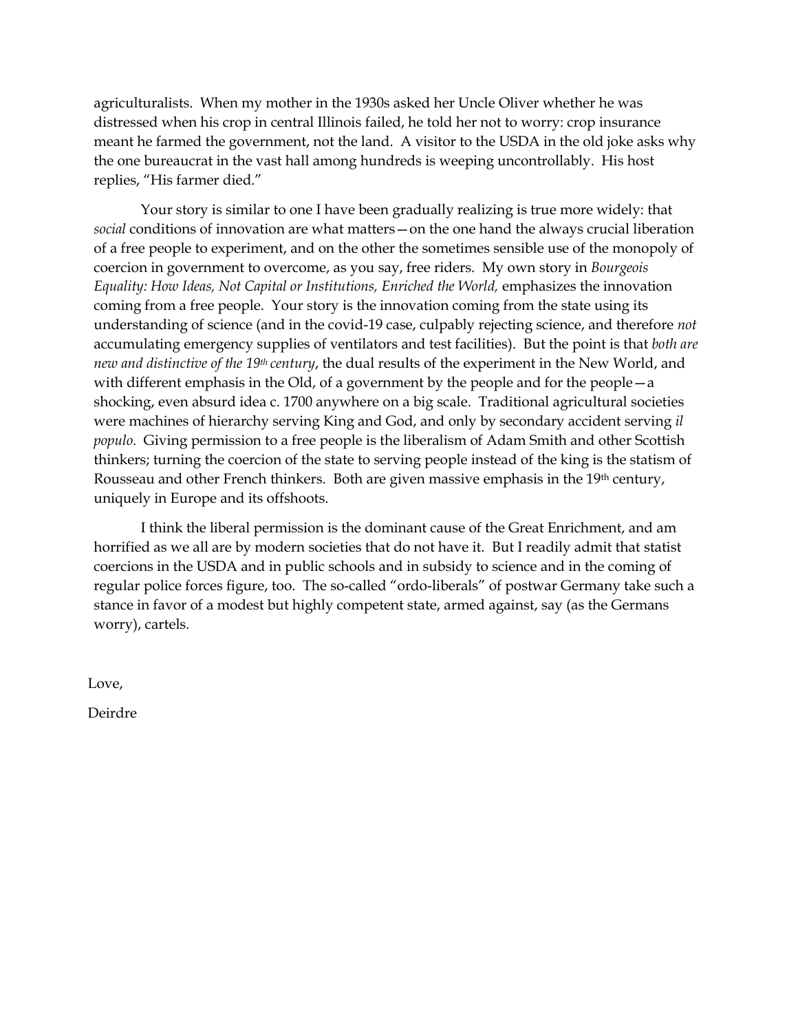agriculturalists. When my mother in the 1930s asked her Uncle Oliver whether he was distressed when his crop in central Illinois failed, he told her not to worry: crop insurance meant he farmed the government, not the land. A visitor to the USDA in the old joke asks why the one bureaucrat in the vast hall among hundreds is weeping uncontrollably. His host replies, "His farmer died."

Your story is similar to one I have been gradually realizing is true more widely: that *social* conditions of innovation are what matters—on the one hand the always crucial liberation of a free people to experiment, and on the other the sometimes sensible use of the monopoly of coercion in government to overcome, as you say, free riders. My own story in *Bourgeois Equality: How Ideas, Not Capital or Institutions, Enriched the World,* emphasizes the innovation coming from a free people. Your story is the innovation coming from the state using its understanding of science (and in the covid-19 case, culpably rejecting science, and therefore *not* accumulating emergency supplies of ventilators and test facilities). But the point is that *both are new and distinctive of the 19th century*, the dual results of the experiment in the New World, and with different emphasis in the Old, of a government by the people and for the people—a shocking, even absurd idea c. 1700 anywhere on a big scale. Traditional agricultural societies were machines of hierarchy serving King and God, and only by secondary accident serving *il populo*. Giving permission to a free people is the liberalism of Adam Smith and other Scottish thinkers; turning the coercion of the state to serving people instead of the king is the statism of Rousseau and other French thinkers. Both are given massive emphasis in the 19th century, uniquely in Europe and its offshoots.

I think the liberal permission is the dominant cause of the Great Enrichment, and am horrified as we all are by modern societies that do not have it. But I readily admit that statist coercions in the USDA and in public schools and in subsidy to science and in the coming of regular police forces figure, too. The so-called "ordo-liberals" of postwar Germany take such a stance in favor of a modest but highly competent state, armed against, say (as the Germans worry), cartels.

Love,

Deirdre